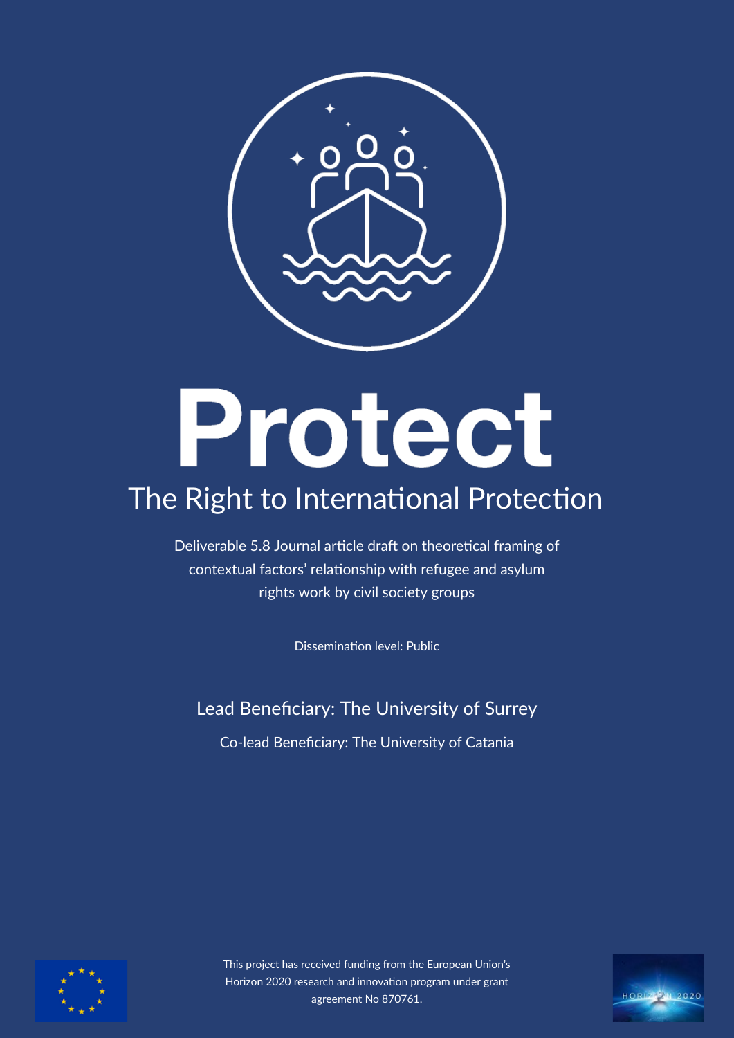# Protect

## The Right to International Protection

Deliverable 5.8 Journal article draft on theoretical framing of contextual factors' relationship with refugee and asylum rights work by civil society groups

Dissemination level: Public

Lead Beneficiary: The University of Surrey

Co-lead Beneficiary: The University of Catania

This project has received funding from the European Union's Horizon 2020 research and innovation program under grant agreement No 870761.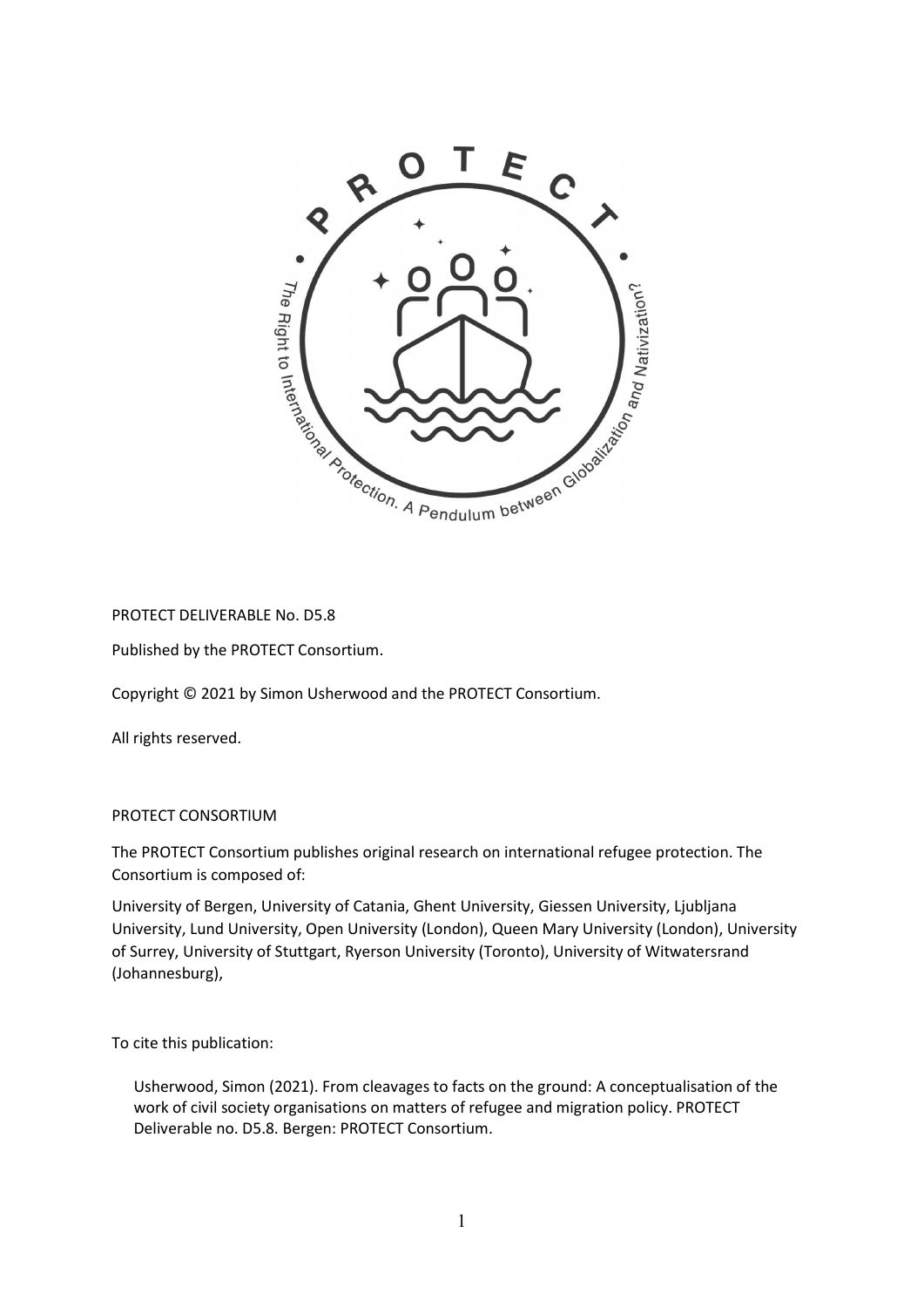PROTECT DELIVERABLE No. D5.8

Published by the PROTECT Consortium.

Copyright © 2021 by Simon Usherwood and the PROTECT Consortium.

All rights reserved.

PROTECT CONSORTIUM

The PROTECT Consortium publishes original research on international refugee protection. The Consortium is composed of:

University of Bergen, University of Catania, Ghent University, Giessen University, Ljubljana University, Lund University, Open University (London), Queen Mary University (London), University of Surrey, University of Stuttgart, Ryerson University (Toronto), University of Witwatersrand (Johannesburg),

To cite this publication:

Usherwood, Simon (2021). From cleavages to facts on the ground: A conceptualisation of the work of civil society organisations on matters of refugee and migration policy. PROTECT Deliverable no. D5.8. Bergen: PROTECT Consortium.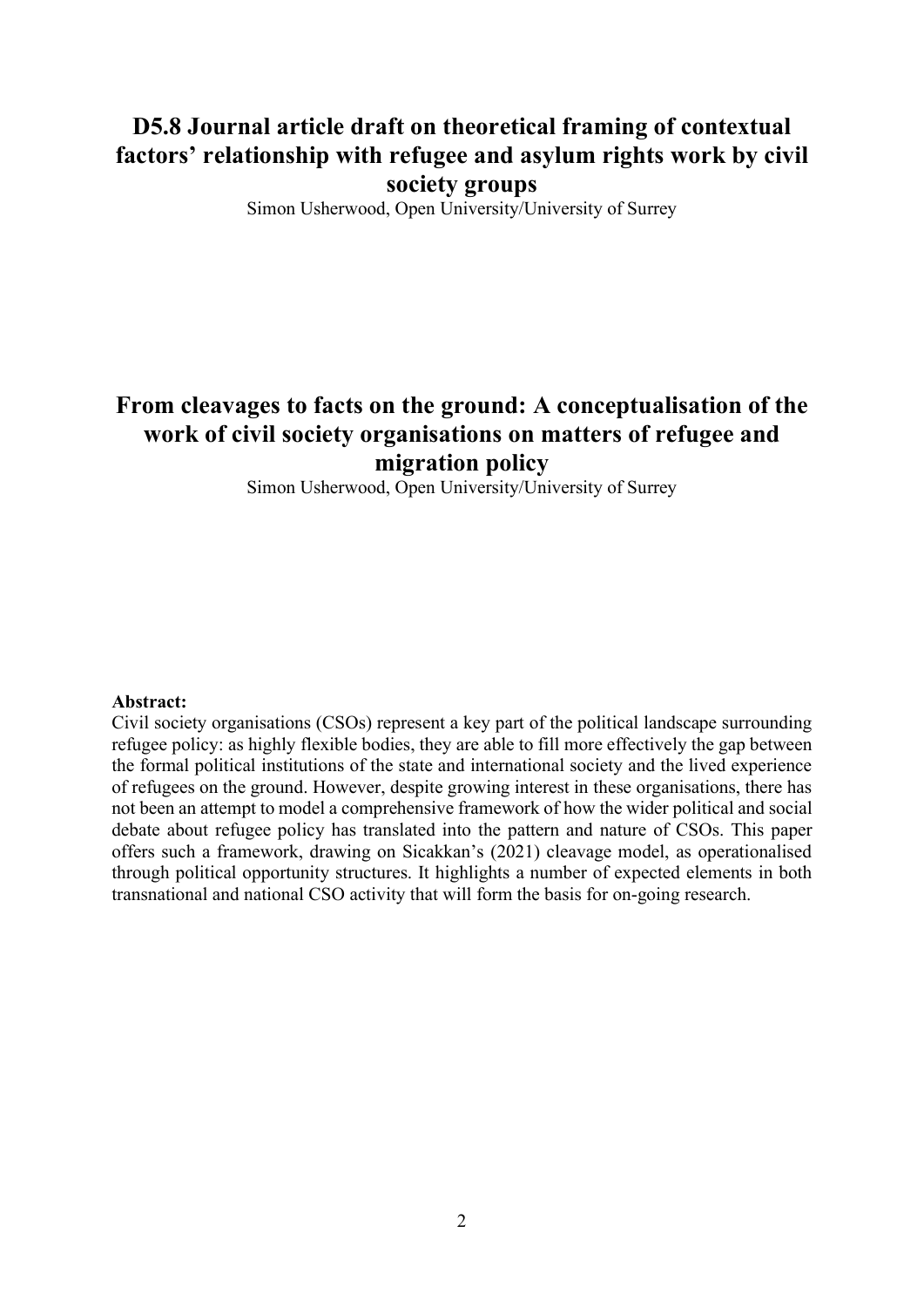# D5.8 Journal article draft on theoretical framing of contextual factors' relationship with refugee and asylum rights work by civil society groups

Simon Usherwood, Open University/University of Surrey

# From cleavages to facts on the ground: A conceptualisation of the work of civil society organisations on matters of refugee and migration policy

Simon Usherwood, Open University/University of Surrey

**Abstract:**

Civil society organisations (CSOs) represent a key part of the political landscape surrounding refugee policy: as highly flexible bodies, they are able to fill more effectively the gap between the formal political institutions of the state and international society and the lived experience of refugees on the ground. However, despite growing interest in these organisations, there has not been an attempt to model a comprehensive framework of how the wider political and social debate about refugee policy has translated into the pattern and nature of CSOs. This paper offers such a framework, drawing on Sicakkan's (2021) cleavage model, as operationalised through political opportunity structures. It highlights a number of expected elements in both transnational and national CSO activity that will form the basis for on-going research.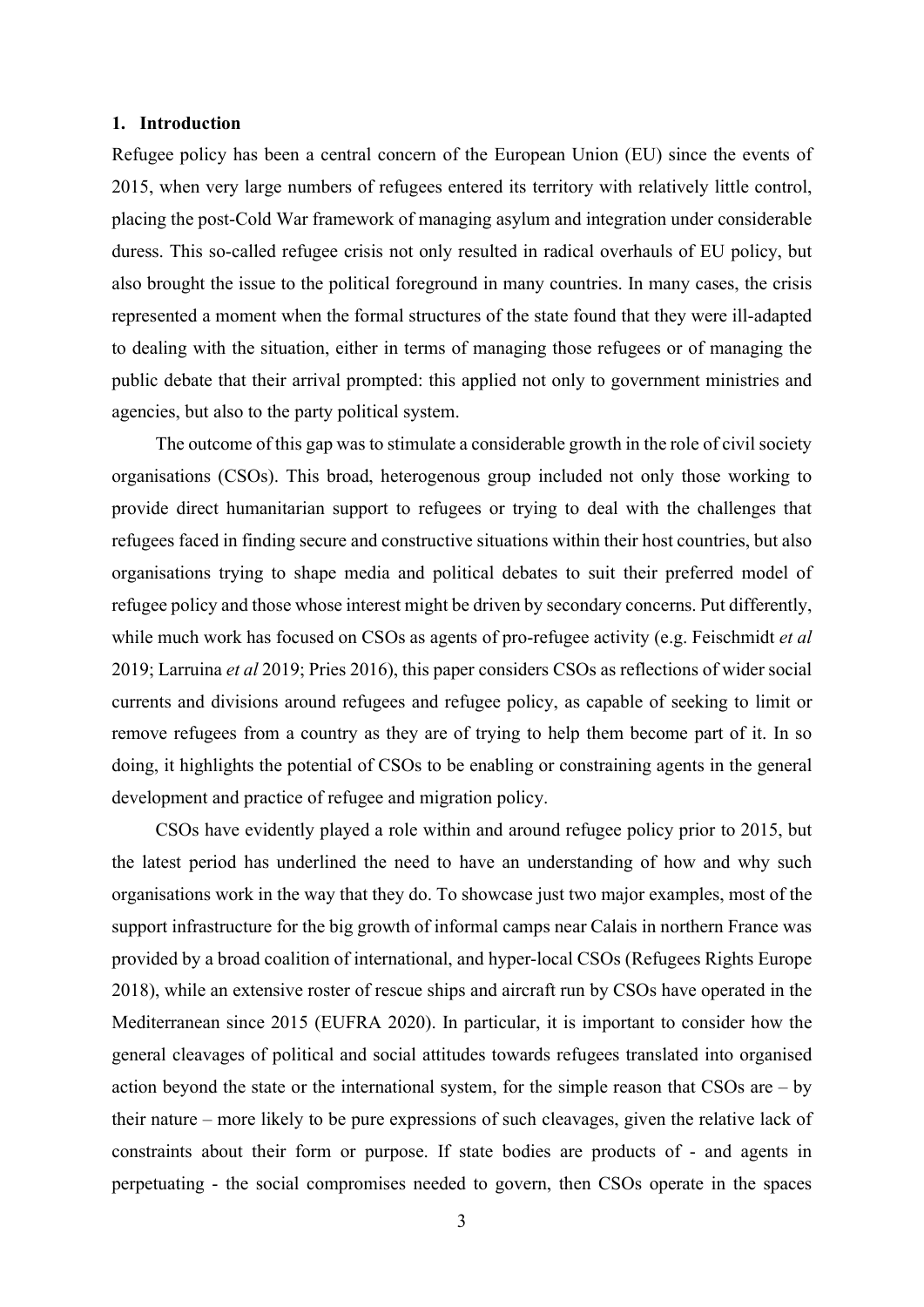## 1. Introduction

Refugee policy has been a central concern of the European Union (EU) since the events of 2015, when very large numbers of refugees entered its territory with relatively little control, placing the post-Cold War framework of managing asylum and integration under considerable duress. This so-called refugee crisis not only resulted in radical overhauls of EU policy, but also brought the issue to the political foreground in many countries. In many cases, the crisis represented a moment when the formal structures of the state found that they were ill-adapted to dealing with the situation, either in terms of managing those refugees or of managing the public debate that their arrival prompted: this applied not only to government ministries and agencies, but also to the party political system.

The outcome of this gap was to stimulate a considerable growth in the role of civil society organisations (CSOs). This broad, heterogenous group included not only those working to provide direct humanitarian support to refugees or trying to deal with the challenges that refugees faced in finding secure and constructive situations within their host countries, but also organisations trying to shape media and political debates to suit their preferred model of refugee policy and those whose interest might be driven by secondary concerns. Put differently, while much work has focused on CSOs as agents of pro-refugee activity (e.g. Feischmidt *et al* 2019; Larruina *et al* 2019; Pries 2016), this paper considers CSOs as reflections of wider social currents and divisions around refugees and refugee policy, as capable of seeking to limit or remove refugees from a country as they are of trying to help them become part of it. In so doing, it highlights the potential of CSOs to be enabling or constraining agents in the general development and practice of refugee and migration policy.

CSOs have evidently played a role within and around refugee policy prior to 2015, but the latest period has underlined the need to have an understanding of how and why such organisations work in the way that they do. To showcase just two major examples, most of the support infrastructure for the big growth of informal camps near Calais in northern France was provided by a broad coalition of international, and hyper-local CSOs (Refugees Rights Europe 2018), while an extensive roster of rescue ships and aircraft run by CSOs have operated in the Mediterranean since 2015 (EUFRA 2020). In particular, it is important to consider how the general cleavages of political and social attitudes towards refugees translated into organised action beyond the state or the international system, for the simple reason that CSOs are – by their nature – more likely to be pure expressions of such cleavages, given the relative lack of constraints about their form or purpose. If state bodies are products of - and agents in perpetuating - the social compromises needed to govern, then CSOs operate in the spaces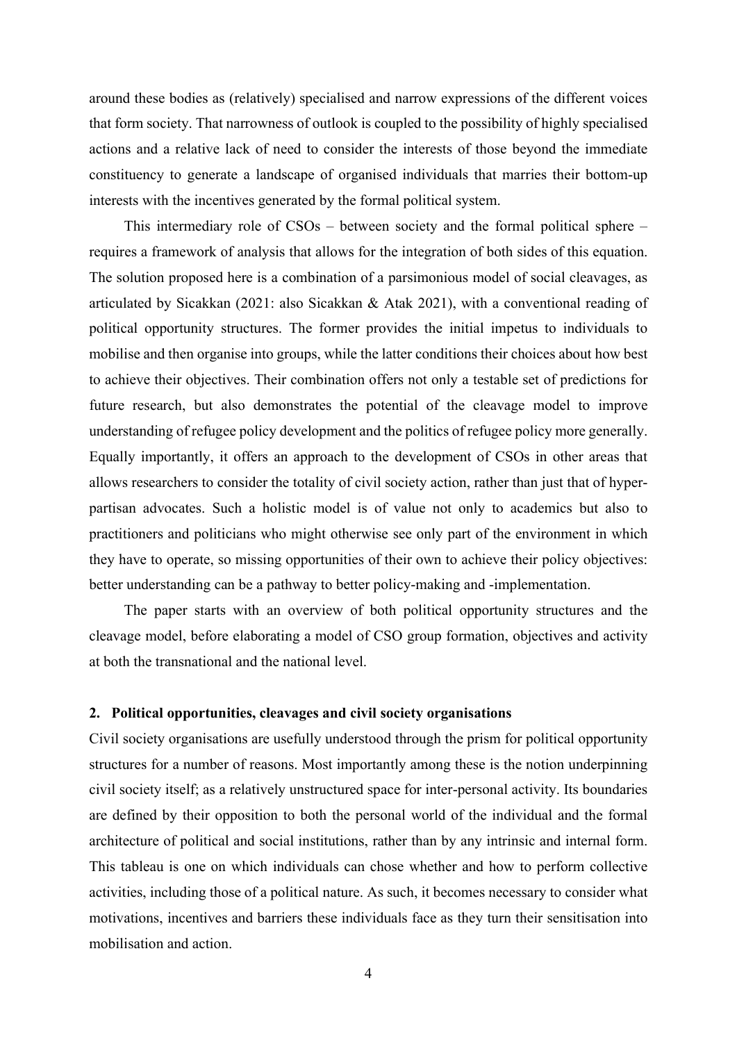around these bodies as (relatively) specialised and narrow expressions of the different voices that form society. That narrowness of outlook is coupled to the possibility of highly specialised actions and a relative lack of need to consider the interests of those beyond the immediate constituency to generate a landscape of organised individuals that marries their bottom-up interests with the incentives generated by the formal political system.

This intermediary role of CSOs – between society and the formal political sphere – requires a framework of analysis that allows for the integration of both sides of this equation. The solution proposed here is a combination of a parsimonious model of social cleavages, as articulated by Sicakkan (2021: also Sicakkan & Atak 2021), with a conventional reading of political opportunity structures. The former provides the initial impetus to individuals to mobilise and then organise into groups, while the latter conditions their choices about how best to achieve their objectives. Their combination offers not only a testable set of predictions for future research, but also demonstrates the potential of the cleavage model to improve understanding of refugee policy development and the politics of refugee policy more generally. Equally importantly, it offers an approach to the development of CSOs in other areas that allows researchers to consider the totality of civil society action, rather than just that of hyper-partisan advocates. Such a holistic model is of value not only to academics but also to practitioners and politicians who might otherwise see only part of the environment in which they have to operate, so missing opportunities of their own to achieve their policy objectives: better understanding can be a pathway to better policy-making and -implementation.

The paper starts with an overview of both political opportunity structures and the cleavage model, before elaborating a model of CSO group formation, objectives and activity at both the transnational and the national level.

## 2. Political opportunities, cleavages and civil society organisations

Civil society organisations are usefully understood through the prism for political opportunity structures for a number of reasons. Most importantly among these is the notion underpinning civil society itself; as a relatively unstructured space for inter-personal activity. Its boundaries are defined by their opposition to both the personal world of the individual and the formal architecture of political and social institutions, rather than by any intrinsic and internal form. This tableau is one on which individuals can chose whether and how to perform collective activities, including those of a political nature. As such, it becomes necessary to consider what motivations, incentives and barriers these individuals face as they turn their sensitisation into mobilisation and action.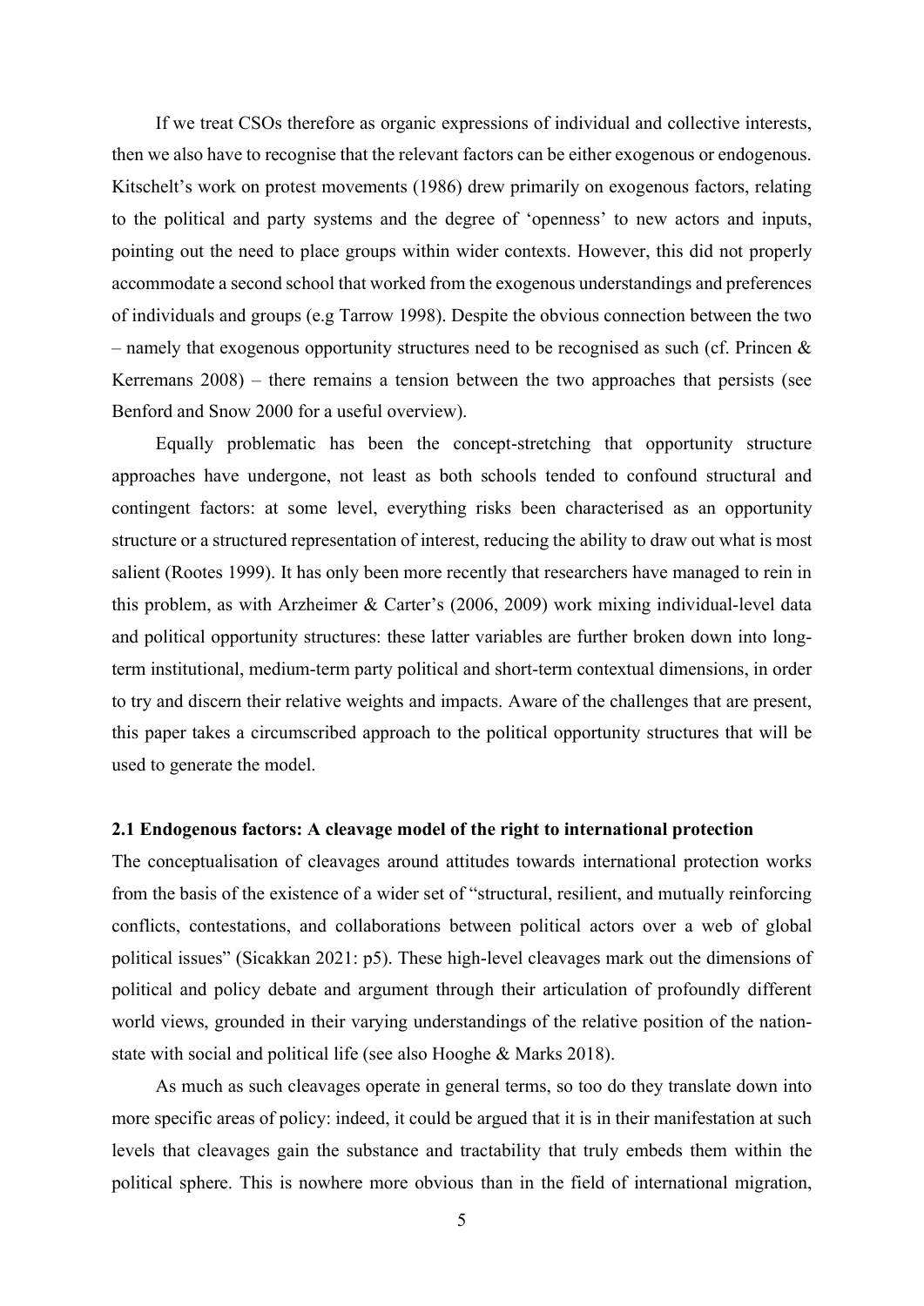If we treat CSOs therefore as organic expressions of individual and collective interests, then we also have to recognise that the relevant factors can be either exogenous or endogenous. Kitschelt's work on protest movements (1986) drew primarily on exogenous factors, relating to the political and party systems and the degree of 'openness' to new actors and inputs, pointing out the need to place groups within wider contexts. However, this did not properly accommodate a second school that worked from the exogenous understandings and preferences of individuals and groups (e.g Tarrow 1998). Despite the obvious connection between the two – namely that exogenous opportunity structures need to be recognised as such (cf. Princen & Kerremans 2008) – there remains a tension between the two approaches that persists (see Benford and Snow 2000 for a useful overview).

Equally problematic has been the concept-stretching that opportunity structure approaches have undergone, not least as both schools tended to confound structural and contingent factors: at some level, everything risks been characterised as an opportunity structure or a structured representation of interest, reducing the ability to draw out what is most salient (Rootes 1999). It has only been more recently that researchers have managed to rein in this problem, as with Arzheimer & Carter's (2006, 2009) work mixing individual-level data and political opportunity structures: these latter variables are further broken down into long-term institutional, medium-term party political and short-term contextual dimensions, in order to try and discern their relative weights and impacts. Aware of the challenges that are present, this paper takes a circumscribed approach to the political opportunity structures that will be used to generate the model.

### 2.1 Endogenous factors: A cleavage model of the right to international protection

The conceptualisation of cleavages around attitudes towards international protection works from the basis of the existence of a wider set of "structural, resilient, and mutually reinforcing conflicts, contestations, and collaborations between political actors over a web of global political issues" (Sicakkan 2021: p5). These high-level cleavages mark out the dimensions of political and policy debate and argument through their articulation of profoundly different world views, grounded in their varying understandings of the relative position of the nation-state with social and political life (see also Hooghe & Marks 2018).

As much as such cleavages operate in general terms, so too do they translate down into more specific areas of policy: indeed, it could be argued that it is in their manifestation at such levels that cleavages gain the substance and tractability that truly embeds them within the political sphere. This is nowhere more obvious than in the field of international migration,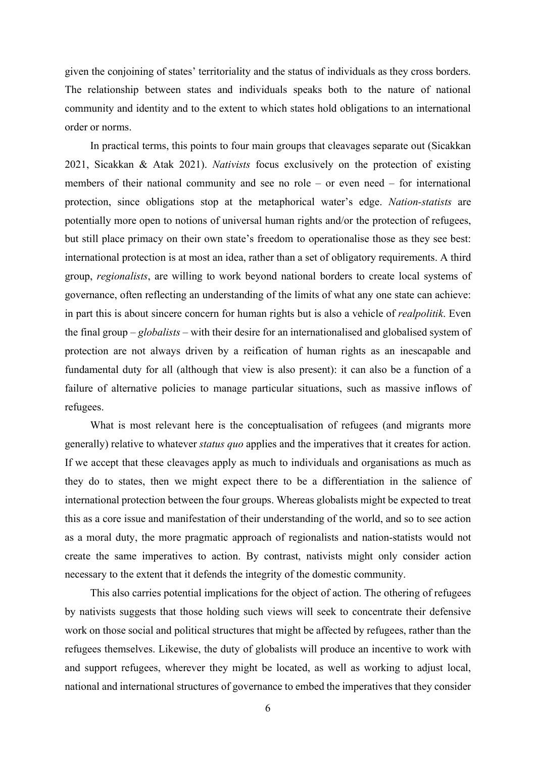given the conjoining of states' territoriality and the status of individuals as they cross borders. The relationship between states and individuals speaks both to the nature of national community and identity and to the extent to which states hold obligations to an international order or norms.

In practical terms, this points to four main groups that cleavages separate out (Sicakkan 2021, Sicakkan & Atak 2021). *Nativists* focus exclusively on the protection of existing members of their national community and see no role – or even need – for international protection, since obligations stop at the metaphorical water's edge. *Nation-statists* are potentially more open to notions of universal human rights and/or the protection of refugees, but still place primacy on their own state's freedom to operationalise those as they see best: international protection is at most an idea, rather than a set of obligatory requirements. A third group, *regionalists*, are willing to work beyond national borders to create local systems of governance, often reflecting an understanding of the limits of what any one state can achieve: in part this is about sincere concern for human rights but is also a vehicle of *realpolitik*. Even the final group – *globalists* – with their desire for an internationalised and globalised system of protection are not always driven by a reification of human rights as an inescapable and fundamental duty for all (although that view is also present): it can also be a function of a failure of alternative policies to manage particular situations, such as massive inflows of refugees.

What is most relevant here is the conceptualisation of refugees (and migrants more generally) relative to whatever *status quo* applies and the imperatives that it creates for action. If we accept that these cleavages apply as much to individuals and organisations as much as they do to states, then we might expect there to be a differentiation in the salience of international protection between the four groups. Whereas globalists might be expected to treat this as a core issue and manifestation of their understanding of the world, and so to see action as a moral duty, the more pragmatic approach of regionalists and nation-statists would not create the same imperatives to action. By contrast, nativists might only consider action necessary to the extent that it defends the integrity of the domestic community.

This also carries potential implications for the object of action. The othering of refugees by nativists suggests that those holding such views will seek to concentrate their defensive work on those social and political structures that might be affected by refugees, rather than the refugees themselves. Likewise, the duty of globalists will produce an incentive to work with and support refugees, wherever they might be located, as well as working to adjust local, national and international structures of governance to embed the imperatives that they consider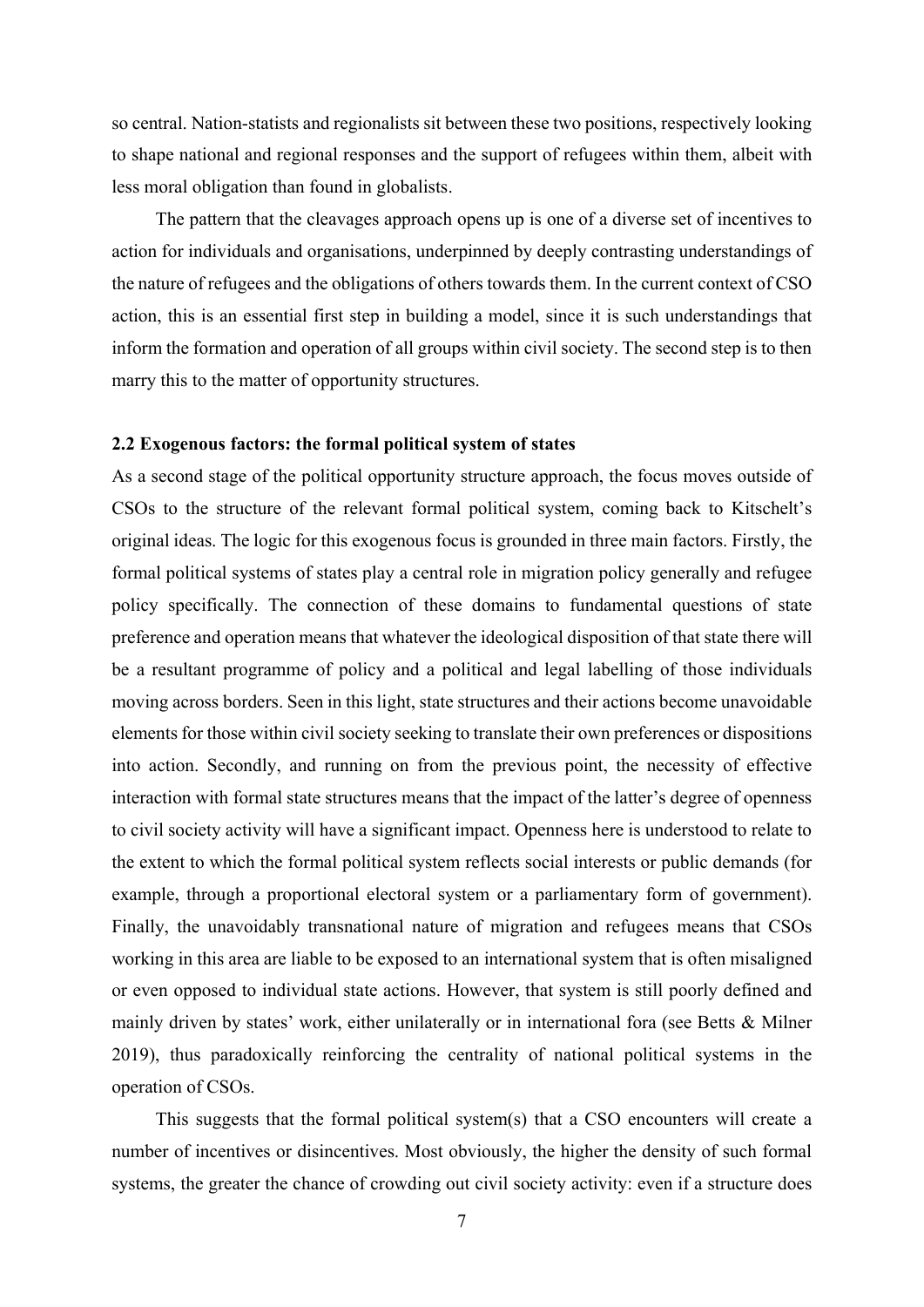so central. Nation-statists and regionalists sit between these two positions, respectively looking to shape national and regional responses and the support of refugees within them, albeit with less moral obligation than found in globalists.

The pattern that the cleavages approach opens up is one of a diverse set of incentives to action for individuals and organisations, underpinned by deeply contrasting understandings of the nature of refugees and the obligations of others towards them. In the current context of CSO action, this is an essential first step in building a model, since it is such understandings that inform the formation and operation of all groups within civil society. The second step is to then marry this to the matter of opportunity structures.

### 2.2 Exogenous factors: the formal political system of states

As a second stage of the political opportunity structure approach, the focus moves outside of CSOs to the structure of the relevant formal political system, coming back to Kitschelt's original ideas. The logic for this exogenous focus is grounded in three main factors. Firstly, the formal political systems of states play a central role in migration policy generally and refugee policy specifically. The connection of these domains to fundamental questions of state preference and operation means that whatever the ideological disposition of that state there will be a resultant programme of policy and a political and legal labelling of those individuals moving across borders. Seen in this light, state structures and their actions become unavoidable elements for those within civil society seeking to translate their own preferences or dispositions into action. Secondly, and running on from the previous point, the necessity of effective interaction with formal state structures means that the impact of the latter's degree of openness to civil society activity will have a significant impact. Openness here is understood to relate to the extent to which the formal political system reflects social interests or public demands (for example, through a proportional electoral system or a parliamentary form of government). Finally, the unavoidably transnational nature of migration and refugees means that CSOs working in this area are liable to be exposed to an international system that is often misaligned or even opposed to individual state actions. However, that system is still poorly defined and mainly driven by states' work, either unilaterally or in international fora (see Betts & Milner 2019), thus paradoxically reinforcing the centrality of national political systems in the operation of CSOs.

This suggests that the formal political system(s) that a CSO encounters will create a number of incentives or disincentives. Most obviously, the higher the density of such formal systems, the greater the chance of crowding out civil society activity: even if a structure does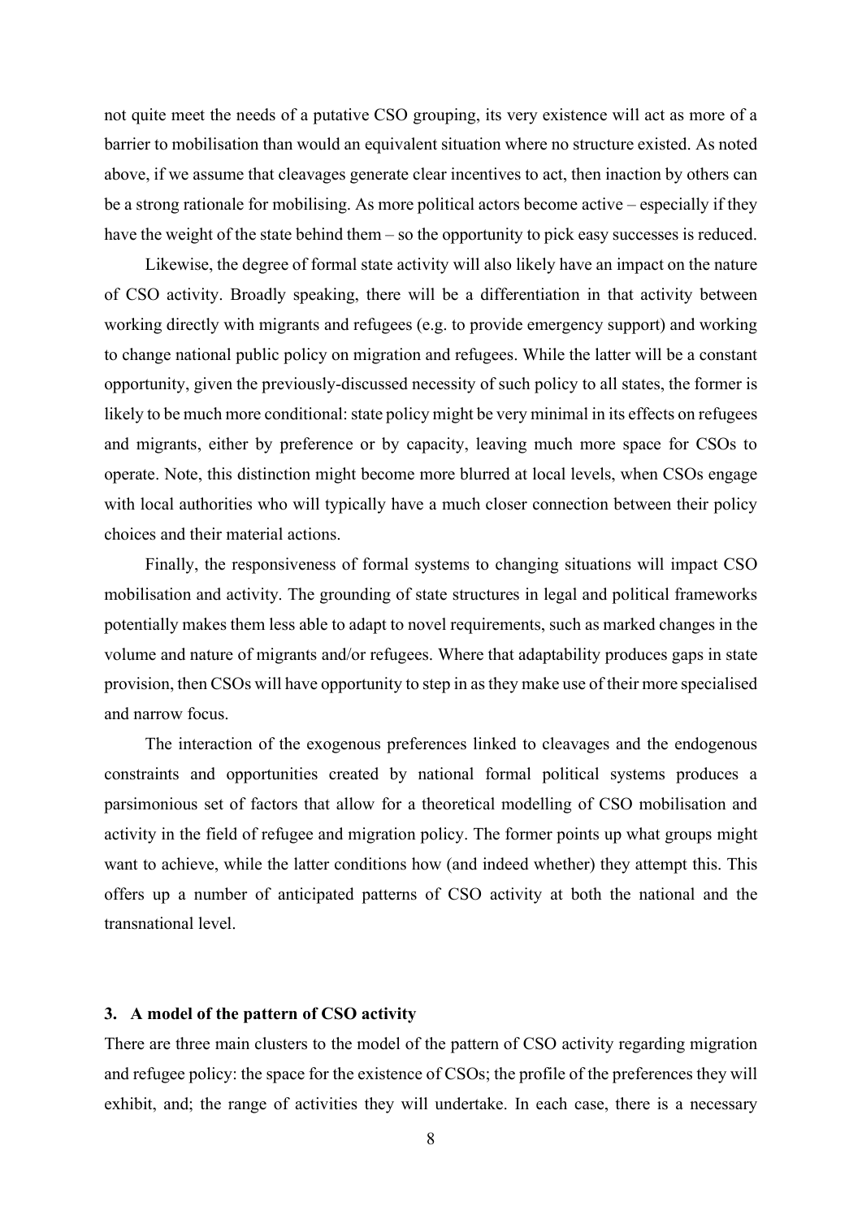not quite meet the needs of a putative CSO grouping, its very existence will act as more of a barrier to mobilisation than would an equivalent situation where no structure existed. As noted above, if we assume that cleavages generate clear incentives to act, then inaction by others can be a strong rationale for mobilising. As more political actors become active – especially if they have the weight of the state behind them – so the opportunity to pick easy successes is reduced.

Likewise, the degree of formal state activity will also likely have an impact on the nature of CSO activity. Broadly speaking, there will be a differentiation in that activity between working directly with migrants and refugees (e.g. to provide emergency support) and working to change national public policy on migration and refugees. While the latter will be a constant opportunity, given the previously-discussed necessity of such policy to all states, the former is likely to be much more conditional: state policy might be very minimal in its effects on refugees and migrants, either by preference or by capacity, leaving much more space for CSOs to operate. Note, this distinction might become more blurred at local levels, when CSOs engage with local authorities who will typically have a much closer connection between their policy choices and their material actions.

Finally, the responsiveness of formal systems to changing situations will impact CSO mobilisation and activity. The grounding of state structures in legal and political frameworks potentially makes them less able to adapt to novel requirements, such as marked changes in the volume and nature of migrants and/or refugees. Where that adaptability produces gaps in state provision, then CSOs will have opportunity to step in as they make use of their more specialised and narrow focus.

The interaction of the exogenous preferences linked to cleavages and the endogenous constraints and opportunities created by national formal political systems produces a parsimonious set of factors that allow for a theoretical modelling of CSO mobilisation and activity in the field of refugee and migration policy. The former points up what groups might want to achieve, while the latter conditions how (and indeed whether) they attempt this. This offers up a number of anticipated patterns of CSO activity at both the national and the transnational level.

## 3. A model of the pattern of CSO activity

There are three main clusters to the model of the pattern of CSO activity regarding migration and refugee policy: the space for the existence of CSOs; the profile of the preferences they will exhibit, and; the range of activities they will undertake. In each case, there is a necessary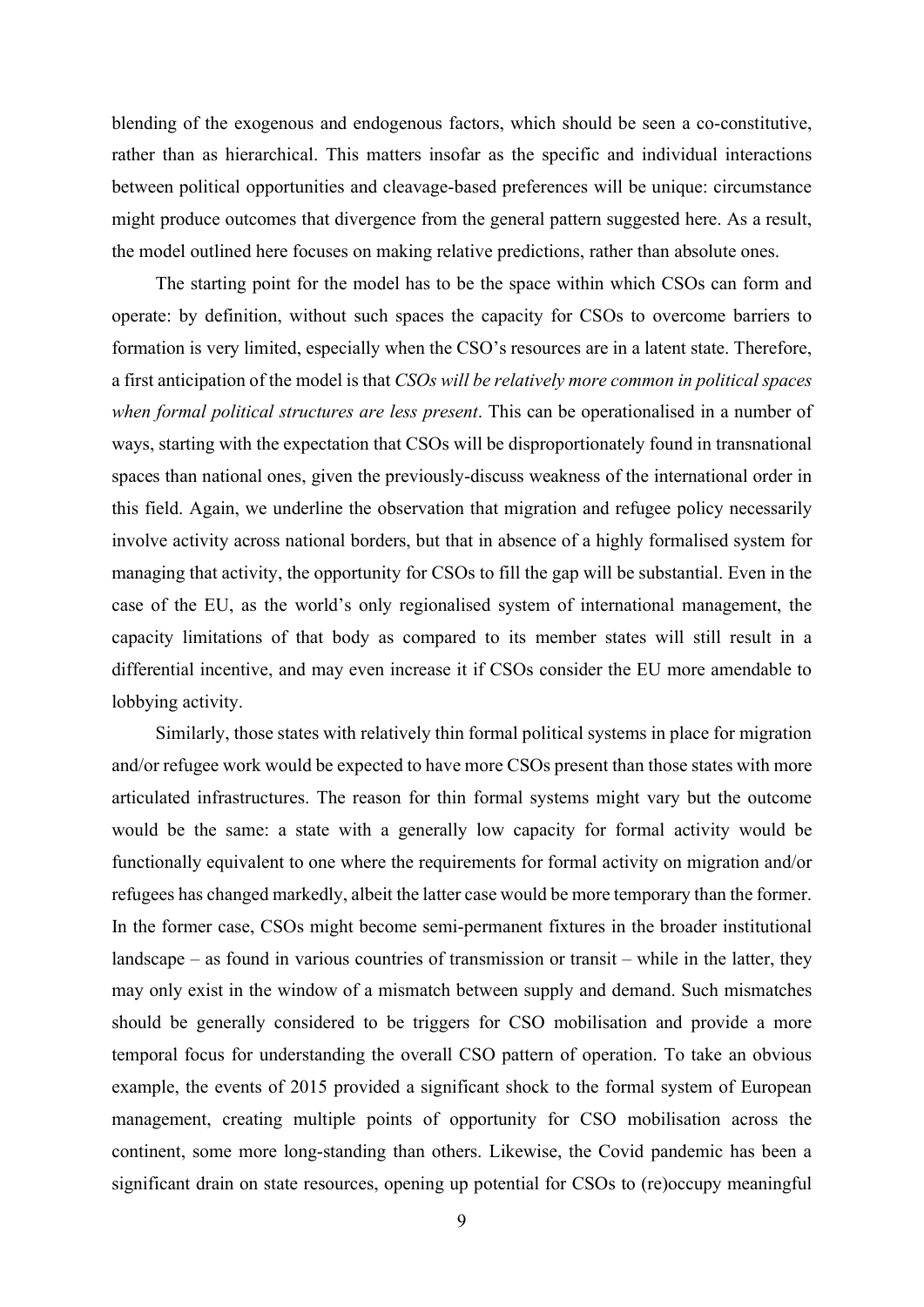blending of the exogenous and endogenous factors, which should be seen a co-constitutive, rather than as hierarchical. This matters insofar as the specific and individual interactions between political opportunities and cleavage-based preferences will be unique: circumstance might produce outcomes that divergence from the general pattern suggested here. As a result, the model outlined here focuses on making relative predictions, rather than absolute ones.

The starting point for the model has to be the space within which CSOs can form and operate: by definition, without such spaces the capacity for CSOs to overcome barriers to formation is very limited, especially when the CSO's resources are in a latent state. Therefore, a first anticipation of the model is that *CSOs will be relatively more common in political spaces when formal political structures are less present*. This can be operationalised in a number of ways, starting with the expectation that CSOs will be disproportionately found in transnational spaces than national ones, given the previously-discuss weakness of the international order in this field. Again, we underline the observation that migration and refugee policy necessarily involve activity across national borders, but that in absence of a highly formalised system for managing that activity, the opportunity for CSOs to fill the gap will be substantial. Even in the case of the EU, as the world's only regionalised system of international management, the capacity limitations of that body as compared to its member states will still result in a differential incentive, and may even increase it if CSOs consider the EU more amendable to lobbying activity.

Similarly, those states with relatively thin formal political systems in place for migration and/or refugee work would be expected to have more CSOs present than those states with more articulated infrastructures. The reason for thin formal systems might vary but the outcome would be the same: a state with a generally low capacity for formal activity would be functionally equivalent to one where the requirements for formal activity on migration and/or refugees has changed markedly, albeit the latter case would be more temporary than the former. In the former case, CSOs might become semi-permanent fixtures in the broader institutional landscape – as found in various countries of transmission or transit – while in the latter, they may only exist in the window of a mismatch between supply and demand. Such mismatches should be generally considered to be triggers for CSO mobilisation and provide a more temporal focus for understanding the overall CSO pattern of operation. To take an obvious example, the events of 2015 provided a significant shock to the formal system of European management, creating multiple points of opportunity for CSO mobilisation across the continent, some more long-standing than others. Likewise, the Covid pandemic has been a significant drain on state resources, opening up potential for CSOs to (re)occupy meaningful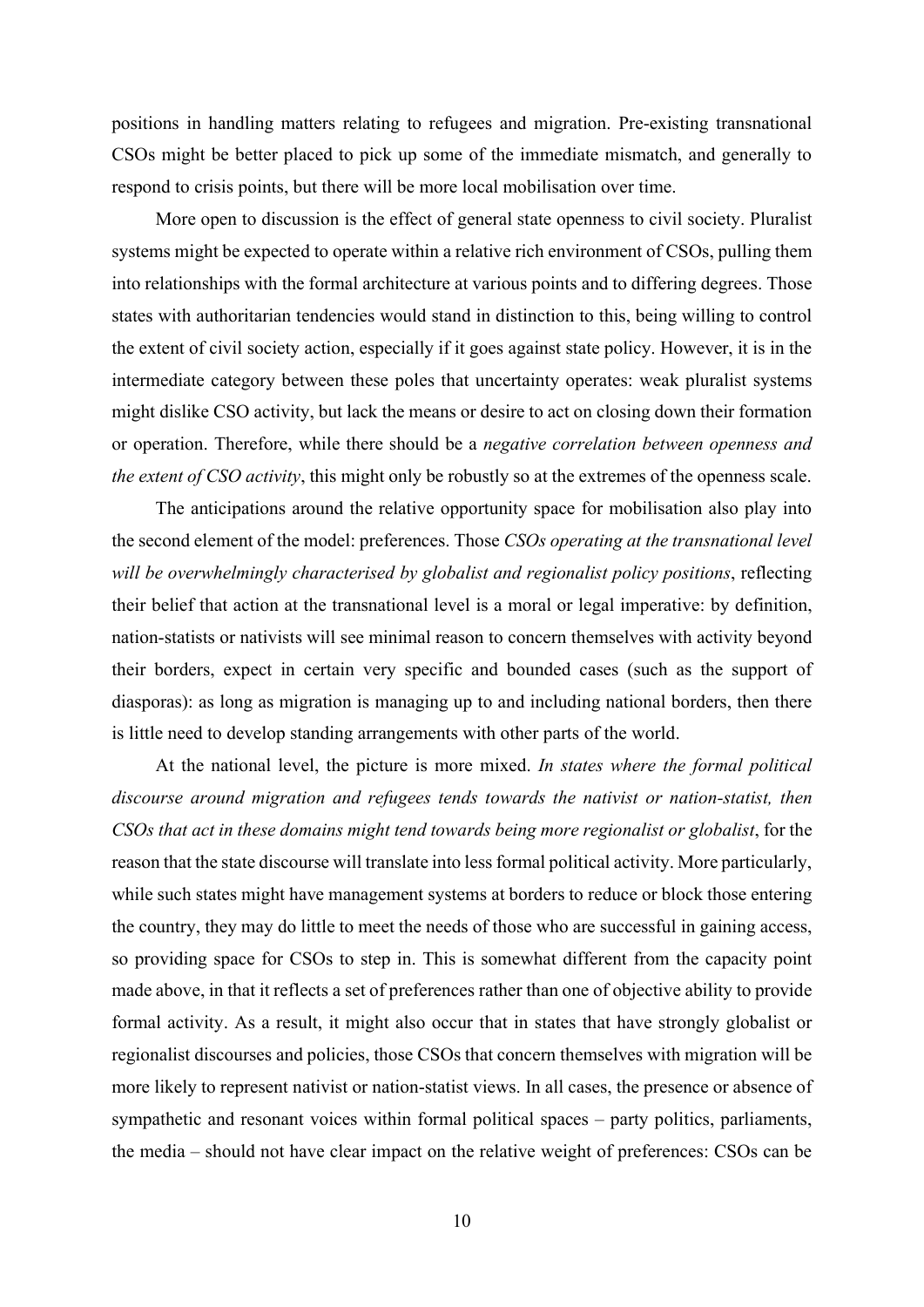positions in handling matters relating to refugees and migration. Pre-existing transnational CSOs might be better placed to pick up some of the immediate mismatch, and generally to respond to crisis points, but there will be more local mobilisation over time.

More open to discussion is the effect of general state openness to civil society. Pluralist systems might be expected to operate within a relative rich environment of CSOs, pulling them into relationships with the formal architecture at various points and to differing degrees. Those states with authoritarian tendencies would stand in distinction to this, being willing to control the extent of civil society action, especially if it goes against state policy. However, it is in the intermediate category between these poles that uncertainty operates: weak pluralist systems might dislike CSO activity, but lack the means or desire to act on closing down their formation or operation. Therefore, while there should be a *negative correlation between openness and the extent of CSO activity*, this might only be robustly so at the extremes of the openness scale.

The anticipations around the relative opportunity space for mobilisation also play into the second element of the model: preferences. Those *CSOs operating at the transnational level will be overwhelmingly characterised by globalist and regionalist policy positions*, reflecting their belief that action at the transnational level is a moral or legal imperative: by definition, nation-statists or nativists will see minimal reason to concern themselves with activity beyond their borders, expect in certain very specific and bounded cases (such as the support of diasporas): as long as migration is managing up to and including national borders, then there is little need to develop standing arrangements with other parts of the world.

At the national level, the picture is more mixed. *In states where the formal political discourse around migration and refugees tends towards the nativist or nation-statist, then CSOs that act in these domains might tend towards being more regionalist or globalist*, for the reason that the state discourse will translate into less formal political activity. More particularly, while such states might have management systems at borders to reduce or block those entering the country, they may do little to meet the needs of those who are successful in gaining access, so providing space for CSOs to step in. This is somewhat different from the capacity point made above, in that it reflects a set of preferences rather than one of objective ability to provide formal activity. As a result, it might also occur that in states that have strongly globalist or regionalist discourses and policies, those CSOs that concern themselves with migration will be more likely to represent nativist or nation-statist views. In all cases, the presence or absence of sympathetic and resonant voices within formal political spaces – party politics, parliaments, the media – should not have clear impact on the relative weight of preferences: CSOs can be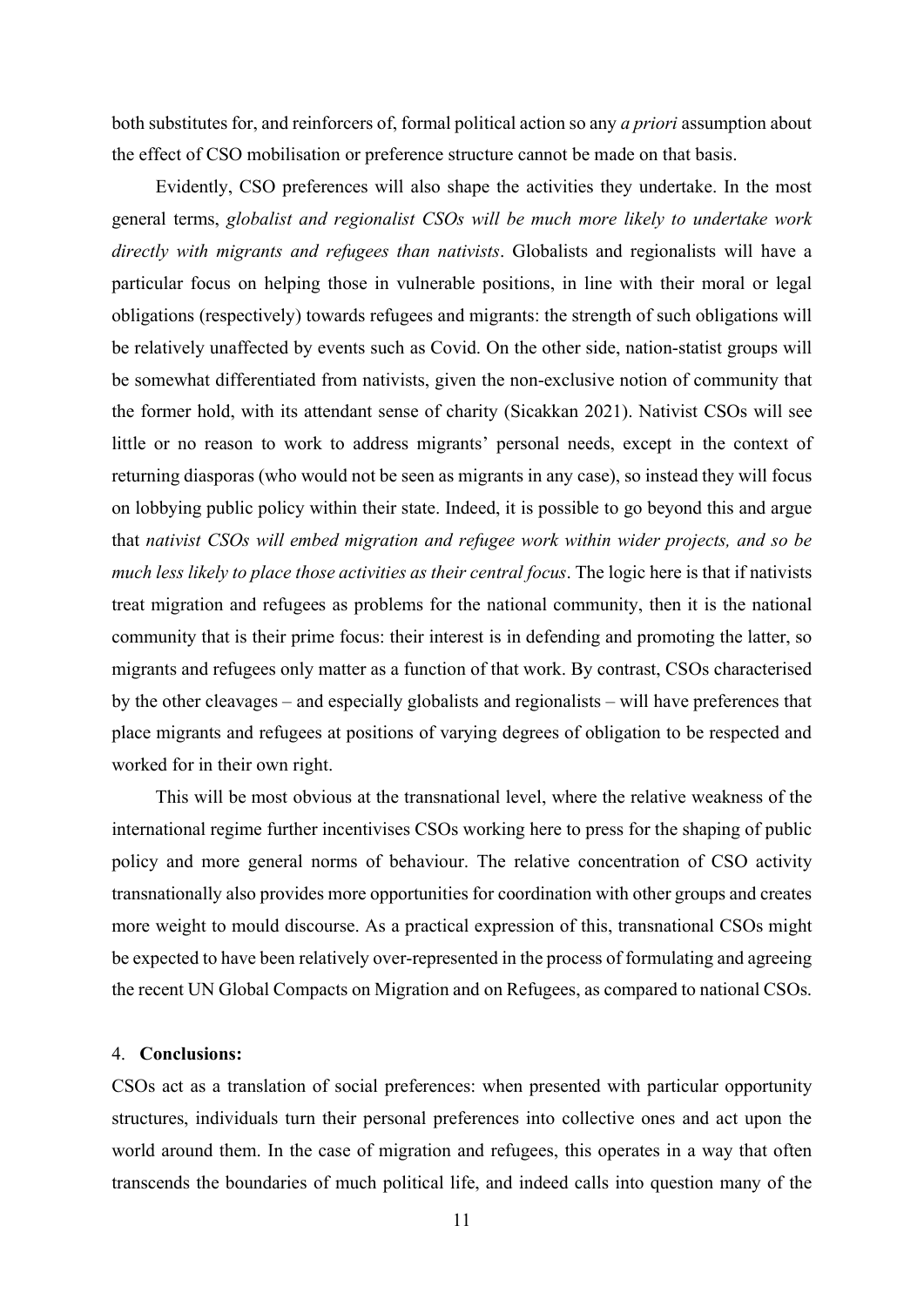both substitutes for, and reinforcers of, formal political action so any *a priori* assumption about the effect of CSO mobilisation or preference structure cannot be made on that basis.

Evidently, CSO preferences will also shape the activities they undertake. In the most general terms, *globalist and regionalist CSOs will be much more likely to undertake work directly with migrants and refugees than nativists*. Globalists and regionalists will have a particular focus on helping those in vulnerable positions, in line with their moral or legal obligations (respectively) towards refugees and migrants: the strength of such obligations will be relatively unaffected by events such as Covid. On the other side, nation-statist groups will be somewhat differentiated from nativists, given the non-exclusive notion of community that the former hold, with its attendant sense of charity (Sicakkan 2021). Nativist CSOs will see little or no reason to work to address migrants' personal needs, except in the context of returning diasporas (who would not be seen as migrants in any case), so instead they will focus on lobbying public policy within their state. Indeed, it is possible to go beyond this and argue that *nativist CSOs will embed migration and refugee work within wider projects, and so be much less likely to place those activities as their central focus*. The logic here is that if nativists treat migration and refugees as problems for the national community, then it is the national community that is their prime focus: their interest is in defending and promoting the latter, so migrants and refugees only matter as a function of that work. By contrast, CSOs characterised by the other cleavages – and especially globalists and regionalists – will have preferences that place migrants and refugees at positions of varying degrees of obligation to be respected and worked for in their own right.

This will be most obvious at the transnational level, where the relative weakness of the international regime further incentivises CSOs working here to press for the shaping of public policy and more general norms of behaviour. The relative concentration of CSO activity transnationally also provides more opportunities for coordination with other groups and creates more weight to mould discourse. As a practical expression of this, transnational CSOs might be expected to have been relatively over-represented in the process of formulating and agreeing the recent UN Global Compacts on Migration and on Refugees, as compared to national CSOs.

## 4. **Conclusions:**

CSOs act as a translation of social preferences: when presented with particular opportunity structures, individuals turn their personal preferences into collective ones and act upon the world around them. In the case of migration and refugees, this operates in a way that often transcends the boundaries of much political life, and indeed calls into question many of the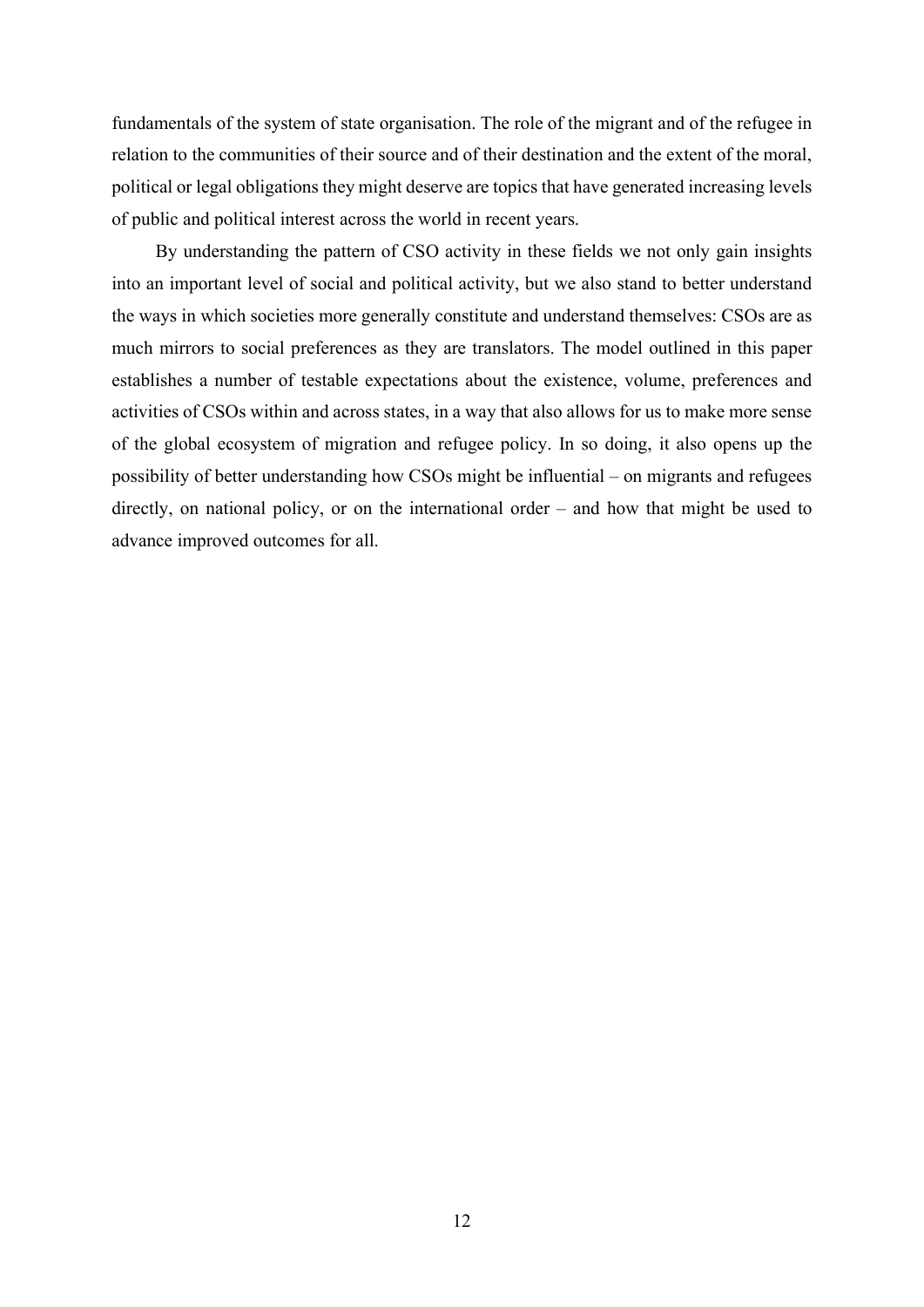fundamentals of the system of state organisation. The role of the migrant and of the refugee in relation to the communities of their source and of their destination and the extent of the moral, political or legal obligations they might deserve are topics that have generated increasing levels of public and political interest across the world in recent years.

By understanding the pattern of CSO activity in these fields we not only gain insights into an important level of social and political activity, but we also stand to better understand the ways in which societies more generally constitute and understand themselves: CSOs are as much mirrors to social preferences as they are translators. The model outlined in this paper establishes a number of testable expectations about the existence, volume, preferences and activities of CSOs within and across states, in a way that also allows for us to make more sense of the global ecosystem of migration and refugee policy. In so doing, it also opens up the possibility of better understanding how CSOs might be influential – on migrants and refugees directly, on national policy, or on the international order – and how that might be used to advance improved outcomes for all.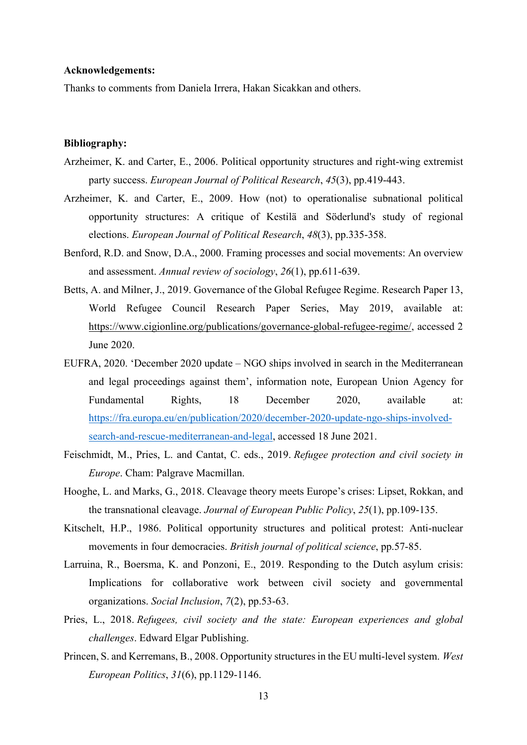**Acknowledgements:**

Thanks to comments from Daniela Irrera, Hakan Sicakkan and others.

**Bibliography:**

Arzheimer, K. and Carter, E., 2006. Political opportunity structures and right-wing extremist party success. *European Journal of Political Research*, *45*(3), pp.419-443.

Arzheimer, K. and Carter, E., 2009. How (not) to operationalise subnational political opportunity structures: A critique of Kestilä and Söderlund's study of regional elections. *European Journal of Political Research*, *48*(3), pp.335-358.

Benford, R.D. and Snow, D.A., 2000. Framing processes and social movements: An overview and assessment. *Annual review of sociology*, *26*(1), pp.611-639.

Betts, A. and Milner, J., 2019. Governance of the Global Refugee Regime. Research Paper 13, World Refugee Council Research Paper Series, May 2019, available at: https://www.cigionline.org/publications/governance-global-refugee-regime/, accessed 2 June 2020.

EUFRA, 2020. 'December 2020 update – NGO ships involved in search in the Mediterranean and legal proceedings against them', information note, European Union Agency for Fundamental Rights, 18 December 2020, available at: https://fra.europa.eu/en/publication/2020/december-2020-update-ngo-ships-involved-search-and-rescue-mediterranean-and-legal, accessed 18 June 2021.

Feischmidt, M., Pries, L. and Cantat, C. eds., 2019. *Refugee protection and civil society in Europe*. Cham: Palgrave Macmillan.

Hooghe, L. and Marks, G., 2018. Cleavage theory meets Europe's crises: Lipset, Rokkan, and the transnational cleavage. *Journal of European Public Policy*, *25*(1), pp.109-135.

Kitschelt, H.P., 1986. Political opportunity structures and political protest: Anti-nuclear movements in four democracies. *British journal of political science*, pp.57-85.

Larruina, R., Boersma, K. and Ponzoni, E., 2019. Responding to the Dutch asylum crisis: Implications for collaborative work between civil society and governmental organizations. *Social Inclusion*, *7*(2), pp.53-63.

Pries, L., 2018. *Refugees, civil society and the state: European experiences and global challenges*. Edward Elgar Publishing.

Princen, S. and Kerremans, B., 2008. Opportunity structures in the EU multi-level system. *West European Politics*, *31*(6), pp.1129-1146.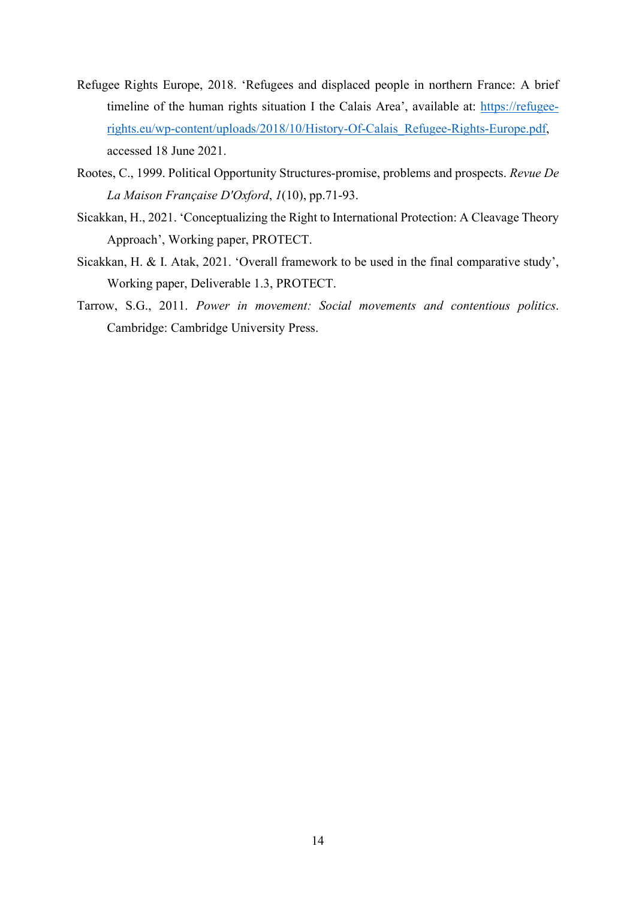Refugee Rights Europe, 2018. 'Refugees and displaced people in northern France: A brief timeline of the human rights situation I the Calais Area', available at: [https://refugee-rights.eu/wp-content/uploads/2018/10/History-Of-Calais_Refugee-Rights-Europe.pdf](https://refugee-rights.eu/wp-content/uploads/2018/10/History-Of-Calais_Refugee-Rights-Europe.pdf), accessed 18 June 2021.

Rootes, C., 1999. Political Opportunity Structures-promise, problems and prospects. *Revue De La Maison Française D'Oxford*, *1*(10), pp.71-93.

Sicakkan, H., 2021. 'Conceptualizing the Right to International Protection: A Cleavage Theory Approach', Working paper, PROTECT.

Sicakkan, H. & I. Atak, 2021. 'Overall framework to be used in the final comparative study', Working paper, Deliverable 1.3, PROTECT.

Tarrow, S.G., 2011. *Power in movement: Social movements and contentious politics*. Cambridge: Cambridge University Press.